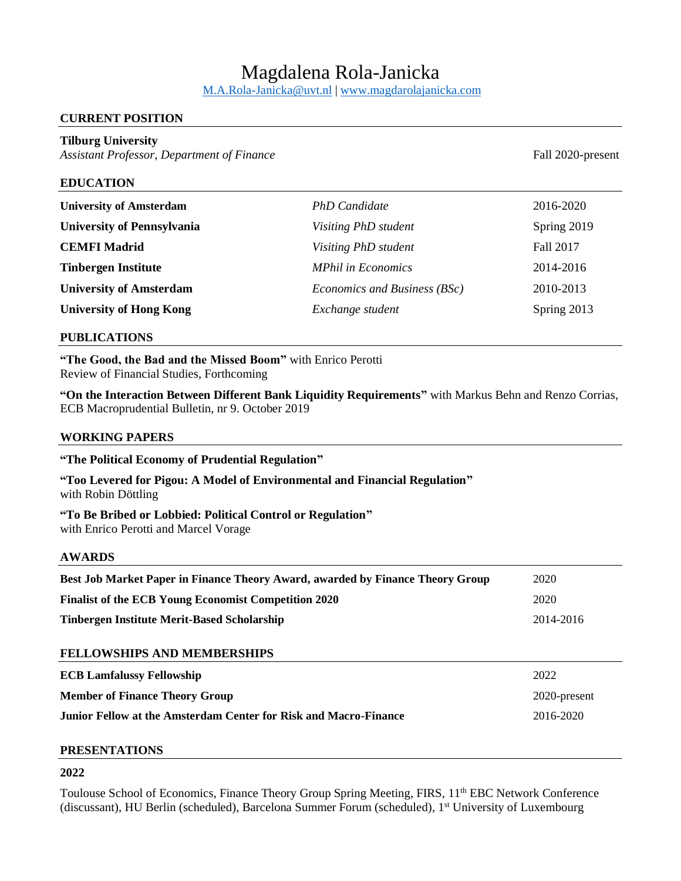# Magdalena Rola-Janicka

[M.A.Rola-Janicka@uvt.nl](mailto:M.A.Rola-Janicka@uvt.nl) | [www.magdarolajanicka.com](http://www.magdarolajanicka.com)

## CURRENT POSITION

**Tilburg University**
*Assistant Professor, Department of Finance* — Fall 2020-present

## EDUCATION

| | | |
|---|---|---|
| **University of Amsterdam** | *PhD Candidate* | 2016-2020 |
| **University of Pennsylvania** | *Visiting PhD student* | Spring 2019 |
| **CEMFI Madrid** | *Visiting PhD student* | Fall 2017 |
| **Tinbergen Institute** | *MPhil in Economics* | 2014-2016 |
| **University of Amsterdam** | *Economics and Business (BSc)* | 2010-2013 |
| **University of Hong Kong** | *Exchange student* | Spring 2013 |

## PUBLICATIONS

**"The Good, the Bad and the Missed Boom"** with Enrico Perotti
Review of Financial Studies, Forthcoming

**"On the Interaction Between Different Bank Liquidity Requirements"** with Markus Behn and Renzo Corrias, ECB Macroprudential Bulletin, nr 9. October 2019

## WORKING PAPERS

**"The Political Economy of Prudential Regulation"**

**"Too Levered for Pigou: A Model of Environmental and Financial Regulation"**
with Robin Döttling

**"To Be Bribed or Lobbied: Political Control or Regulation"**
with Enrico Perotti and Marcel Vorage

## AWARDS

| | |
|---|---|
| **Best Job Market Paper in Finance Theory Award, awarded by Finance Theory Group** | 2020 |
| **Finalist of the ECB Young Economist Competition 2020** | 2020 |
| **Tinbergen Institute Merit-Based Scholarship** | 2014-2016 |

## FELLOWSHIPS AND MEMBERSHIPS

| | |
|---|---|
| **ECB Lamfalussy Fellowship** | 2022 |
| **Member of Finance Theory Group** | 2020-present |
| **Junior Fellow at the Amsterdam Center for Risk and Macro-Finance** | 2016-2020 |

## PRESENTATIONS

### 2022

Toulouse School of Economics, Finance Theory Group Spring Meeting, FIRS, 11th EBC Network Conference (discussant), HU Berlin (scheduled), Barcelona Summer Forum (scheduled), 1st University of Luxembourg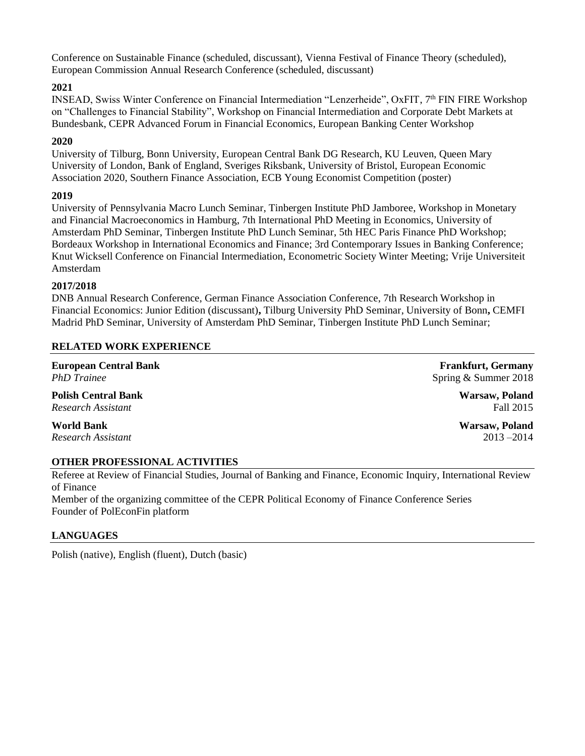Conference on Sustainable Finance (scheduled, discussant), Vienna Festival of Finance Theory (scheduled), European Commission Annual Research Conference (scheduled, discussant)

**2021**

INSEAD, Swiss Winter Conference on Financial Intermediation "Lenzerheide", OxFIT, 7th FIN FIRE Workshop on "Challenges to Financial Stability", Workshop on Financial Intermediation and Corporate Debt Markets at Bundesbank, CEPR Advanced Forum in Financial Economics, European Banking Center Workshop

**2020**

University of Tilburg, Bonn University, European Central Bank DG Research, KU Leuven, Queen Mary University of London, Bank of England, Sveriges Riksbank, University of Bristol, European Economic Association 2020, Southern Finance Association, ECB Young Economist Competition (poster)

**2019**

University of Pennsylvania Macro Lunch Seminar, Tinbergen Institute PhD Jamboree, Workshop in Monetary and Financial Macroeconomics in Hamburg, 7th International PhD Meeting in Economics, University of Amsterdam PhD Seminar, Tinbergen Institute PhD Lunch Seminar, 5th HEC Paris Finance PhD Workshop; Bordeaux Workshop in International Economics and Finance; 3rd Contemporary Issues in Banking Conference; Knut Wicksell Conference on Financial Intermediation, Econometric Society Winter Meeting; Vrije Universiteit Amsterdam

**2017/2018**

DNB Annual Research Conference, German Finance Association Conference, 7th Research Workshop in Financial Economics: Junior Edition (discussant), Tilburg University PhD Seminar, University of Bonn, CEMFI Madrid PhD Seminar, University of Amsterdam PhD Seminar, Tinbergen Institute PhD Lunch Seminar;

## RELATED WORK EXPERIENCE

**European Central Bank** — **Frankfurt, Germany**
*PhD Trainee* — Spring & Summer 2018

**Polish Central Bank** — **Warsaw, Poland**
*Research Assistant* — Fall 2015

**World Bank** — **Warsaw, Poland**
*Research Assistant* — 2013 –2014

## OTHER PROFESSIONAL ACTIVITIES

Referee at Review of Financial Studies, Journal of Banking and Finance, Economic Inquiry, International Review of Finance

Member of the organizing committee of the CEPR Political Economy of Finance Conference Series

Founder of PolEconFin platform

## LANGUAGES

Polish (native), English (fluent), Dutch (basic)